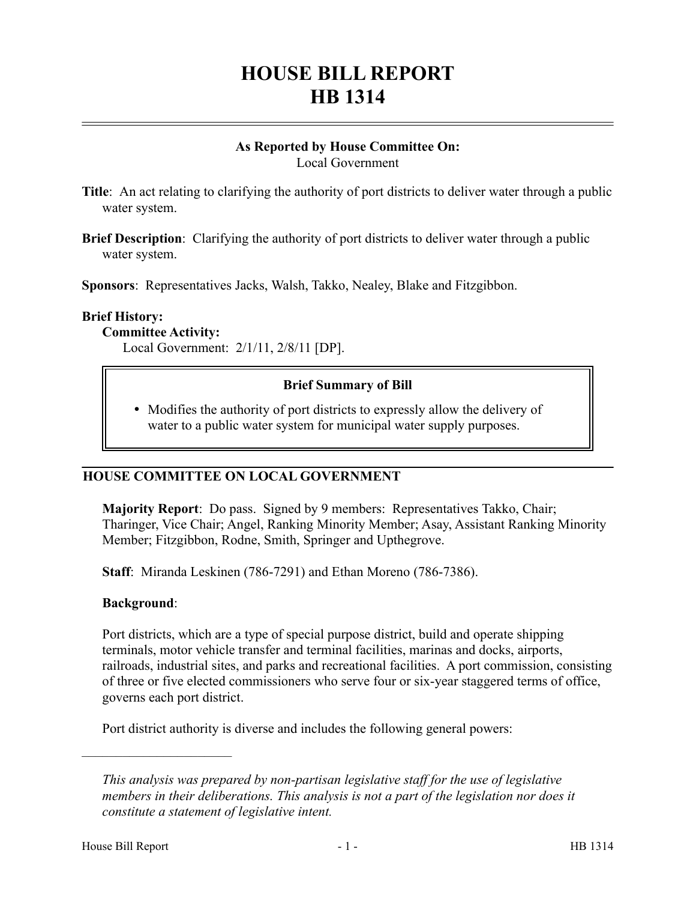# HOUSE BILL REPORT
# HB 1314

**As Reported by House Committee On:**
Local Government

**Title**: An act relating to clarifying the authority of port districts to deliver water through a public water system.

**Brief Description**: Clarifying the authority of port districts to deliver water through a public water system.

**Sponsors**: Representatives Jacks, Walsh, Takko, Nealey, Blake and Fitzgibbon.

**Brief History:**

**Committee Activity:**

Local Government: 2/1/11, 2/8/11 [DP].

**Brief Summary of Bill**

- Modifies the authority of port districts to expressly allow the delivery of water to a public water system for municipal water supply purposes.

## HOUSE COMMITTEE ON LOCAL GOVERNMENT

**Majority Report**: Do pass. Signed by 9 members: Representatives Takko, Chair; Tharinger, Vice Chair; Angel, Ranking Minority Member; Asay, Assistant Ranking Minority Member; Fitzgibbon, Rodne, Smith, Springer and Upthegrove.

**Staff**: Miranda Leskinen (786-7291) and Ethan Moreno (786-7386).

**Background**:

Port districts, which are a type of special purpose district, build and operate shipping terminals, motor vehicle transfer and terminal facilities, marinas and docks, airports, railroads, industrial sites, and parks and recreational facilities. A port commission, consisting of three or five elected commissioners who serve four or six-year staggered terms of office, governs each port district.

Port district authority is diverse and includes the following general powers:

---

*This analysis was prepared by non-partisan legislative staff for the use of legislative members in their deliberations. This analysis is not a part of the legislation nor does it constitute a statement of legislative intent.*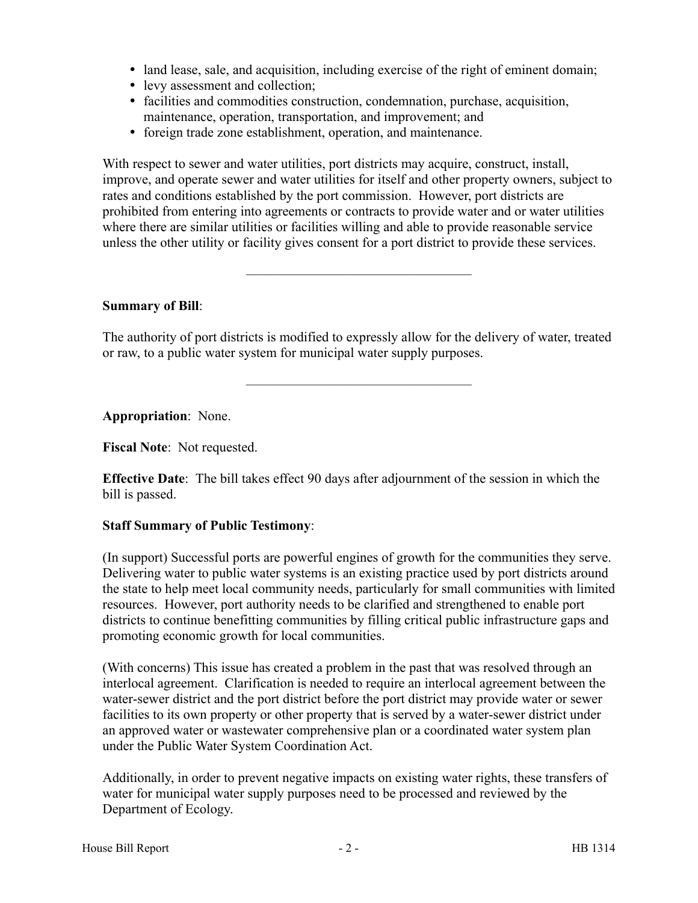- land lease, sale, and acquisition, including exercise of the right of eminent domain;
- levy assessment and collection;
- facilities and commodities construction, condemnation, purchase, acquisition, maintenance, operation, transportation, and improvement; and
- foreign trade zone establishment, operation, and maintenance.

With respect to sewer and water utilities, port districts may acquire, construct, install, improve, and operate sewer and water utilities for itself and other property owners, subject to rates and conditions established by the port commission. However, port districts are prohibited from entering into agreements or contracts to provide water and or water utilities where there are similar utilities or facilities willing and able to provide reasonable service unless the other utility or facility gives consent for a port district to provide these services.

---

**Summary of Bill**:

The authority of port districts is modified to expressly allow for the delivery of water, treated or raw, to a public water system for municipal water supply purposes.

---

**Appropriation**: None.

**Fiscal Note**: Not requested.

**Effective Date**: The bill takes effect 90 days after adjournment of the session in which the bill is passed.

**Staff Summary of Public Testimony**:

(In support) Successful ports are powerful engines of growth for the communities they serve. Delivering water to public water systems is an existing practice used by port districts around the state to help meet local community needs, particularly for small communities with limited resources. However, port authority needs to be clarified and strengthened to enable port districts to continue benefitting communities by filling critical public infrastructure gaps and promoting economic growth for local communities.

(With concerns) This issue has created a problem in the past that was resolved through an interlocal agreement. Clarification is needed to require an interlocal agreement between the water-sewer district and the port district before the port district may provide water or sewer facilities to its own property or other property that is served by a water-sewer district under an approved water or wastewater comprehensive plan or a coordinated water system plan under the Public Water System Coordination Act.

Additionally, in order to prevent negative impacts on existing water rights, these transfers of water for municipal water supply purposes need to be processed and reviewed by the Department of Ecology.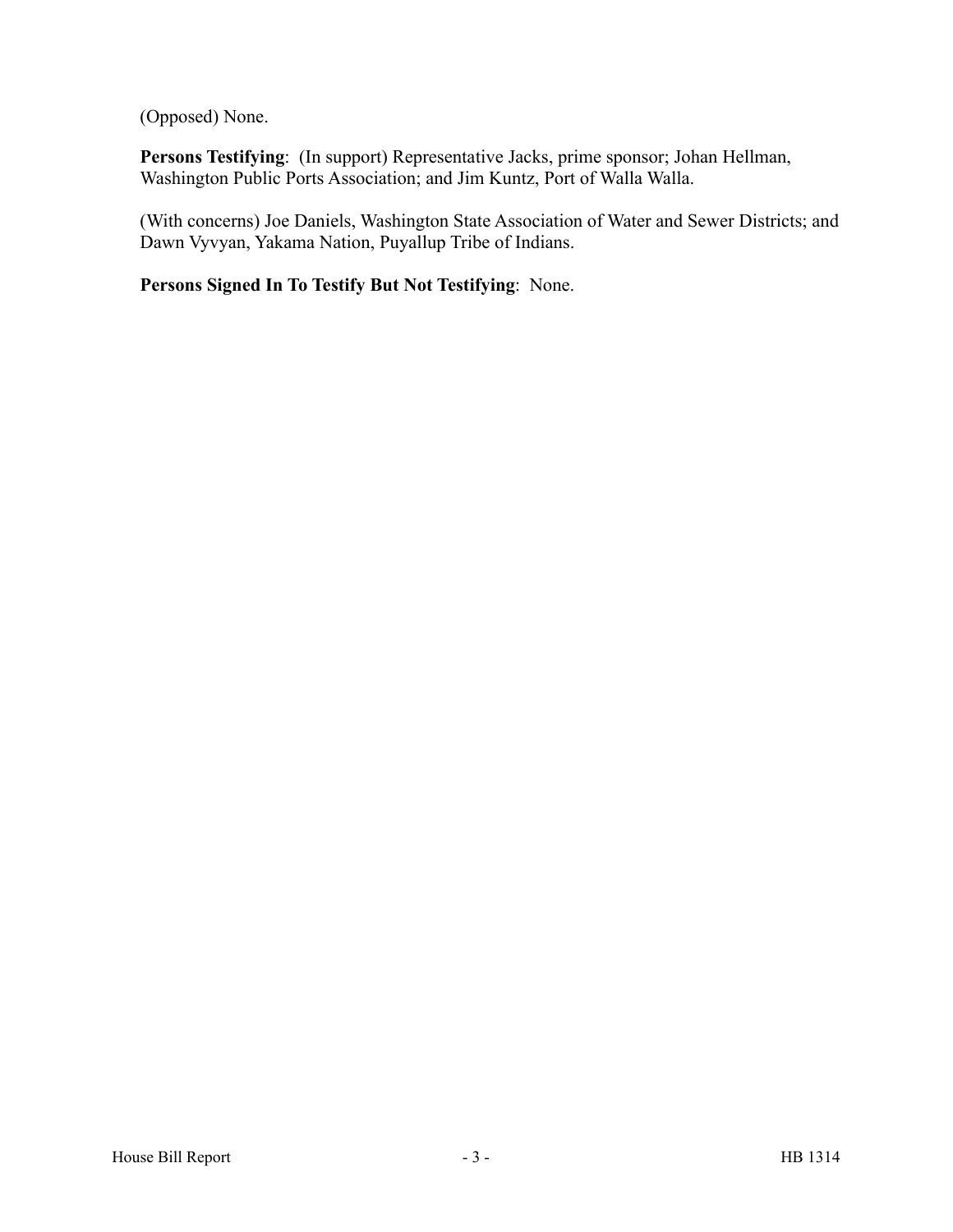(Opposed) None.

**Persons Testifying**: (In support) Representative Jacks, prime sponsor; Johan Hellman, Washington Public Ports Association; and Jim Kuntz, Port of Walla Walla.

(With concerns) Joe Daniels, Washington State Association of Water and Sewer Districts; and Dawn Vyvyan, Yakama Nation, Puyallup Tribe of Indians.

**Persons Signed In To Testify But Not Testifying**: None.